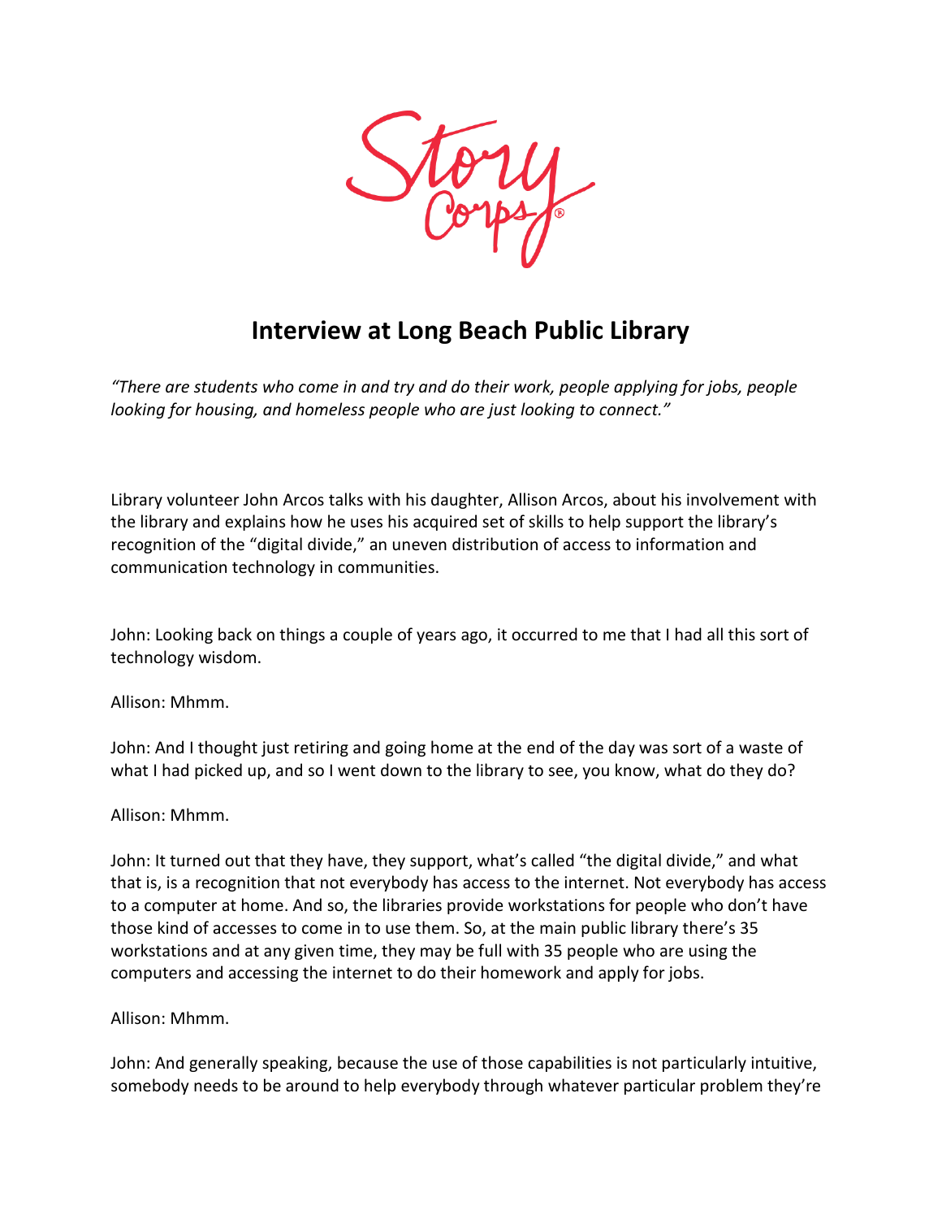# Interview at Long Beach Public Library

*"There are students who come in and try and do their work, people applying for jobs, people looking for housing, and homeless people who are just looking to connect."*

Library volunteer John Arcos talks with his daughter, Allison Arcos, about his involvement with the library and explains how he uses his acquired set of skills to help support the library's recognition of the "digital divide," an uneven distribution of access to information and communication technology in communities.

John: Looking back on things a couple of years ago, it occurred to me that I had all this sort of technology wisdom.

Allison: Mhmm.

John: And I thought just retiring and going home at the end of the day was sort of a waste of what I had picked up, and so I went down to the library to see, you know, what do they do?

Allison: Mhmm.

John: It turned out that they have, they support, what's called "the digital divide," and what that is, is a recognition that not everybody has access to the internet. Not everybody has access to a computer at home. And so, the libraries provide workstations for people who don't have those kind of accesses to come in to use them. So, at the main public library there's 35 workstations and at any given time, they may be full with 35 people who are using the computers and accessing the internet to do their homework and apply for jobs.

Allison: Mhmm.

John: And generally speaking, because the use of those capabilities is not particularly intuitive, somebody needs to be around to help everybody through whatever particular problem they're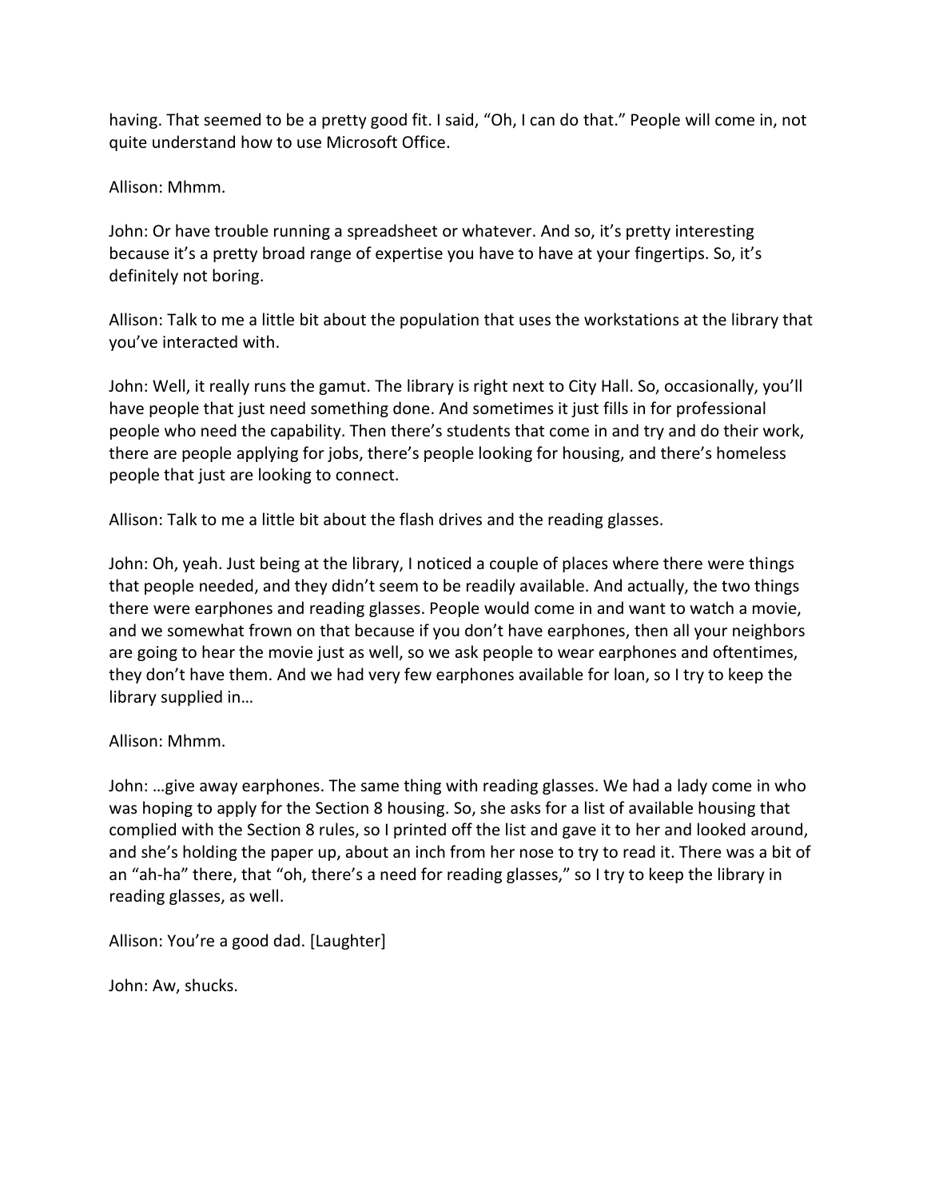having. That seemed to be a pretty good fit. I said, "Oh, I can do that." People will come in, not quite understand how to use Microsoft Office.

Allison: Mhmm.

John: Or have trouble running a spreadsheet or whatever. And so, it's pretty interesting because it's a pretty broad range of expertise you have to have at your fingertips. So, it's definitely not boring.

Allison: Talk to me a little bit about the population that uses the workstations at the library that you've interacted with.

John: Well, it really runs the gamut. The library is right next to City Hall. So, occasionally, you'll have people that just need something done. And sometimes it just fills in for professional people who need the capability. Then there's students that come in and try and do their work, there are people applying for jobs, there's people looking for housing, and there's homeless people that just are looking to connect.

Allison: Talk to me a little bit about the flash drives and the reading glasses.

John: Oh, yeah. Just being at the library, I noticed a couple of places where there were things that people needed, and they didn't seem to be readily available. And actually, the two things there were earphones and reading glasses. People would come in and want to watch a movie, and we somewhat frown on that because if you don't have earphones, then all your neighbors are going to hear the movie just as well, so we ask people to wear earphones and oftentimes, they don't have them. And we had very few earphones available for loan, so I try to keep the library supplied in…

Allison: Mhmm.

John: …give away earphones. The same thing with reading glasses. We had a lady come in who was hoping to apply for the Section 8 housing. So, she asks for a list of available housing that complied with the Section 8 rules, so I printed off the list and gave it to her and looked around, and she's holding the paper up, about an inch from her nose to try to read it. There was a bit of an "ah-ha" there, that "oh, there's a need for reading glasses," so I try to keep the library in reading glasses, as well.

Allison: You're a good dad. [Laughter]

John: Aw, shucks.